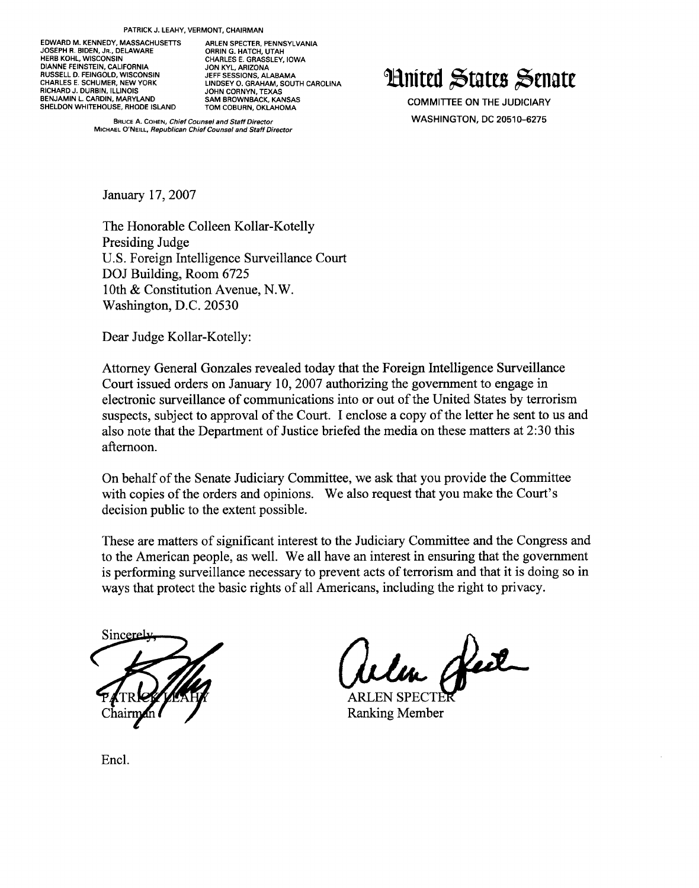PATRICK J. LEAHY, VERMONT, CHAIRMAN

EDWARD M. KENNEDY, MASSACHUSETTS
JOSEPH R. BIDEN, JR., DELAWARE
HERB KOHL, WISCONSIN
DIANNE FEINSTEIN, CALIFORNIA
RUSSELL D. FEINGOLD, WISCONSIN
CHARLES E. SCHUMER, NEW YORK
RICHARD J. DURBIN, ILLINOIS
BENJAMIN L. CARDIN, MARYLAND
SHELDON WHITEHOUSE, RHODE ISLAND

ARLEN SPECTER, PENNSYLVANIA
ORRIN G. HATCH, UTAH
CHARLES E. GRASSLEY, IOWA
JON KYL, ARIZONA
JEFF SESSIONS, ALABAMA
LINDSEY O. GRAHAM, SOUTH CAROLINA
JOHN CORNYN, TEXAS
SAM BROWNBACK, KANSAS
TOM COBURN, OKLAHOMA

BRUCE A. COHEN, *Chief Counsel and Staff Director*
MICHAEL O'NEILL, *Republican Chief Counsel and Staff Director*

# United States Senate

COMMITTEE ON THE JUDICIARY
WASHINGTON, DC 20510–6275

January 17, 2007

The Honorable Colleen Kollar-Kotelly
Presiding Judge
U.S. Foreign Intelligence Surveillance Court
DOJ Building, Room 6725
10th & Constitution Avenue, N.W.
Washington, D.C. 20530

Dear Judge Kollar-Kotelly:

Attorney General Gonzales revealed today that the Foreign Intelligence Surveillance Court issued orders on January 10, 2007 authorizing the government to engage in electronic surveillance of communications into or out of the United States by terrorism suspects, subject to approval of the Court. I enclose a copy of the letter he sent to us and also note that the Department of Justice briefed the media on these matters at 2:30 this afternoon.

On behalf of the Senate Judiciary Committee, we ask that you provide the Committee with copies of the orders and opinions. We also request that you make the Court's decision public to the extent possible.

These are matters of significant interest to the Judiciary Committee and the Congress and to the American people, as well. We all have an interest in ensuring that the government is performing surveillance necessary to prevent acts of terrorism and that it is doing so in ways that protect the basic rights of all Americans, including the right to privacy.

Sincerely,

PATRICK LEAHY
Chairman

ARLEN SPECTER
Ranking Member

Encl.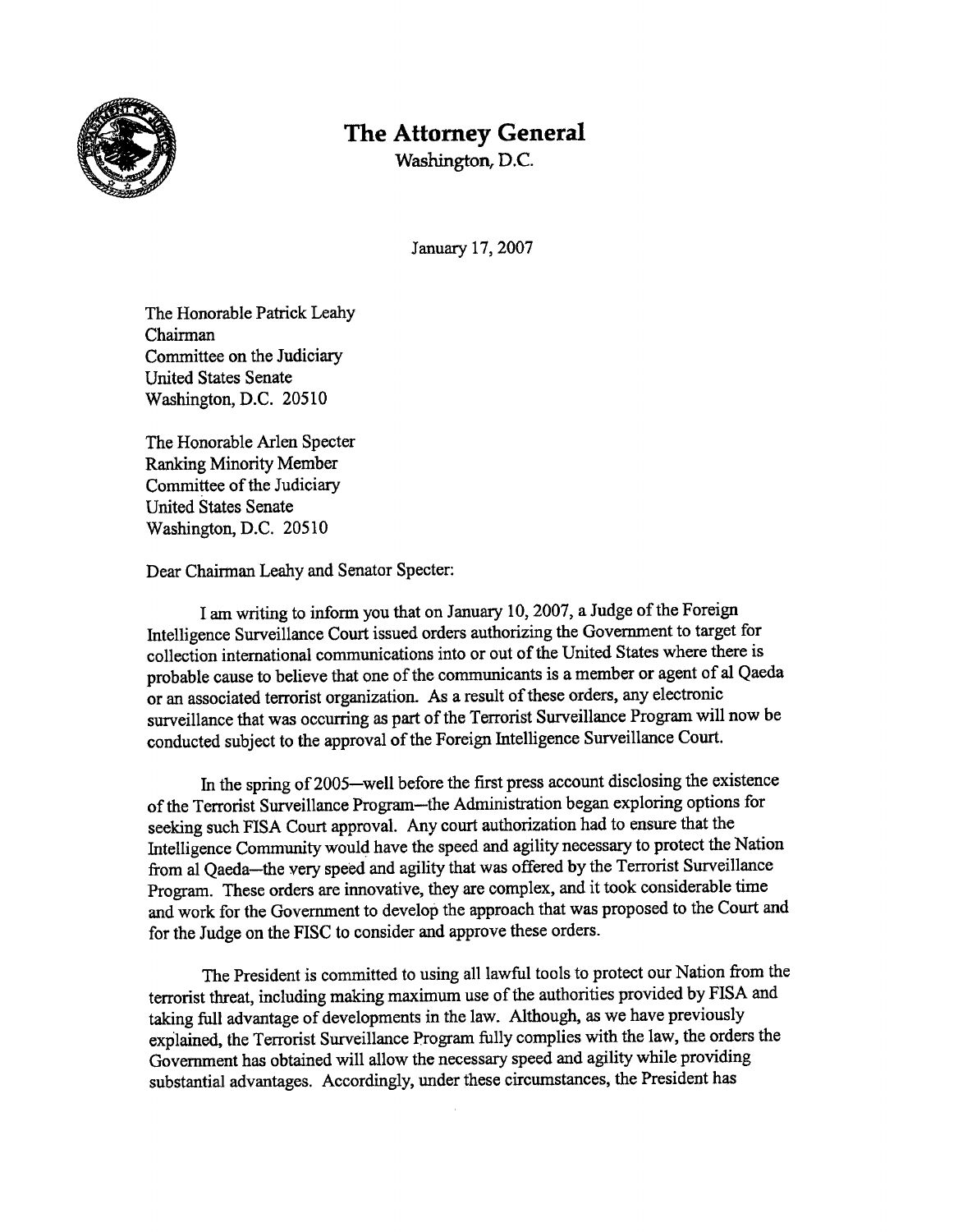# The Attorney General

Washington, D.C.

January 17, 2007

The Honorable Patrick Leahy
Chairman
Committee on the Judiciary
United States Senate
Washington, D.C. 20510

The Honorable Arlen Specter
Ranking Minority Member
Committee of the Judiciary
United States Senate
Washington, D.C. 20510

Dear Chairman Leahy and Senator Specter:

I am writing to inform you that on January 10, 2007, a Judge of the Foreign Intelligence Surveillance Court issued orders authorizing the Government to target for collection international communications into or out of the United States where there is probable cause to believe that one of the communicants is a member or agent of al Qaeda or an associated terrorist organization. As a result of these orders, any electronic surveillance that was occurring as part of the Terrorist Surveillance Program will now be conducted subject to the approval of the Foreign Intelligence Surveillance Court.

In the spring of 2005—well before the first press account disclosing the existence of the Terrorist Surveillance Program—the Administration began exploring options for seeking such FISA Court approval. Any court authorization had to ensure that the Intelligence Community would have the speed and agility necessary to protect the Nation from al Qaeda—the very speed and agility that was offered by the Terrorist Surveillance Program. These orders are innovative, they are complex, and it took considerable time and work for the Government to develop the approach that was proposed to the Court and for the Judge on the FISC to consider and approve these orders.

The President is committed to using all lawful tools to protect our Nation from the terrorist threat, including making maximum use of the authorities provided by FISA and taking full advantage of developments in the law. Although, as we have previously explained, the Terrorist Surveillance Program fully complies with the law, the orders the Government has obtained will allow the necessary speed and agility while providing substantial advantages. Accordingly, under these circumstances, the President has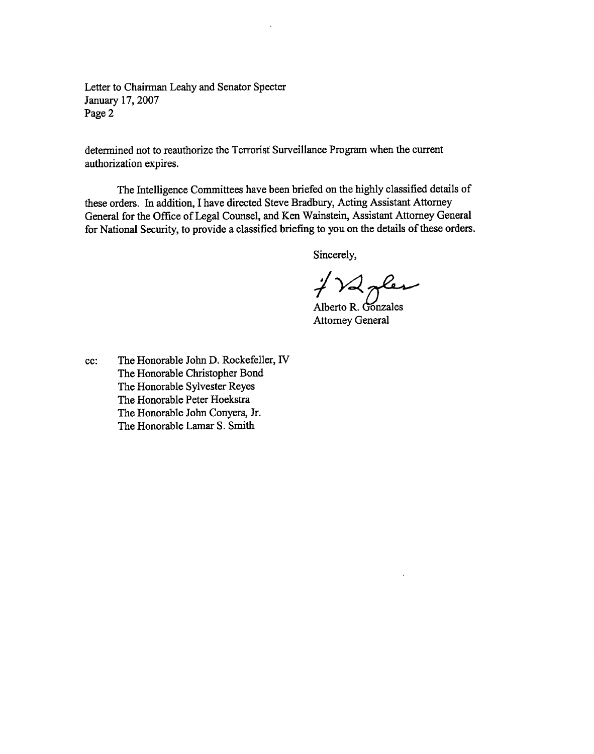Letter to Chairman Leahy and Senator Specter
January 17, 2007
Page 2

determined not to reauthorize the Terrorist Surveillance Program when the current authorization expires.

The Intelligence Committees have been briefed on the highly classified details of these orders. In addition, I have directed Steve Bradbury, Acting Assistant Attorney General for the Office of Legal Counsel, and Ken Wainstein, Assistant Attorney General for National Security, to provide a classified briefing to you on the details of these orders.

Sincerely,

Alberto R. Gonzales
Attorney General

cc: The Honorable John D. Rockefeller, IV
The Honorable Christopher Bond
The Honorable Sylvester Reyes
The Honorable Peter Hoekstra
The Honorable John Conyers, Jr.
The Honorable Lamar S. Smith